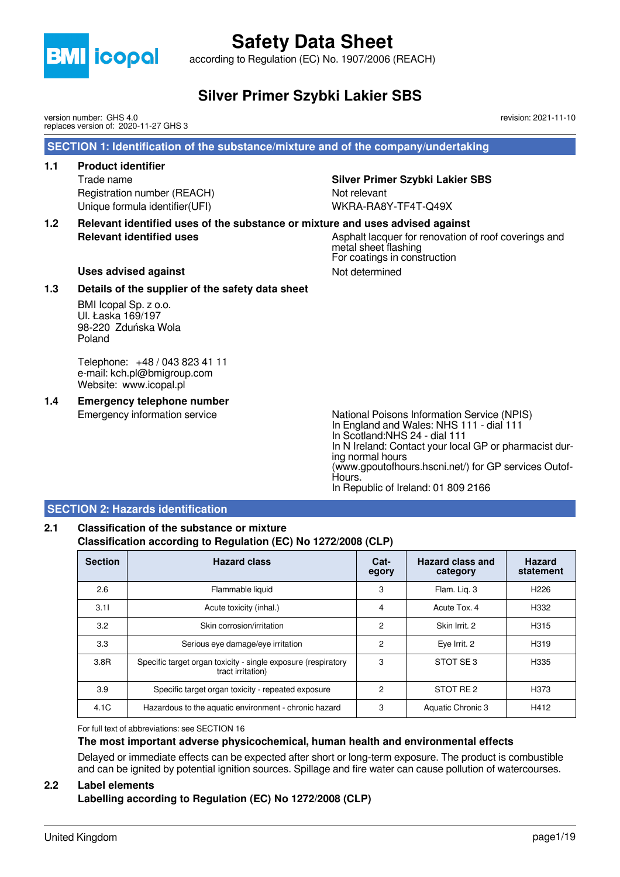# Safety Data Sheet

according to Regulation (EC) No. 1907/2006 (REACH)

## Silver Primer Szybki Lakier SBS

version number: GHS 4.0
replaces version of: 2020-11-27 GHS 3

revision: 2021-11-10

## SECTION 1: Identification of the substance/mixture and of the company/undertaking

### 1.1 Product identifier

| | |
|---|---|
| Trade name | **Silver Primer Szybki Lakier SBS** |
| Registration number (REACH) | Not relevant |
| Unique formula identifier(UFI) | WKRA-RA8Y-TF4T-Q49X |

### 1.2 Relevant identified uses of the substance or mixture and uses advised against

| | |
|---|---|
| **Relevant identified uses** | Asphalt lacquer for renovation of roof coverings and metal sheet flashing<br>For coatings in construction |
| **Uses advised against** | Not determined |

### 1.3 Details of the supplier of the safety data sheet

BMI Icopal Sp. z o.o.
Ul. Łaska 169/197
98-220 Zduńska Wola
Poland

Telephone: +48 / 043 823 41 11
e-mail: kch.pl@bmigroup.com
Website: www.icopal.pl

### 1.4 Emergency telephone number

Emergency information service

National Poisons Information Service (NPIS)
In England and Wales: NHS 111 - dial 111
In Scotland:NHS 24 - dial 111
In N Ireland: Contact your local GP or pharmacist during normal hours
(www.gpoutofhours.hscni.net/) for GP services Outof-Hours.
In Republic of Ireland: 01 809 2166

## SECTION 2: Hazards identification

### 2.1 Classification of the substance or mixture

**Classification according to Regulation (EC) No 1272/2008 (CLP)**

| Section | Hazard class | Category | Hazard class and category | Hazard statement |
|---|---|---|---|---|
| 2.6 | Flammable liquid | 3 | Flam. Liq. 3 | H226 |
| 3.1I | Acute toxicity (inhal.) | 4 | Acute Tox. 4 | H332 |
| 3.2 | Skin corrosion/irritation | 2 | Skin Irrit. 2 | H315 |
| 3.3 | Serious eye damage/eye irritation | 2 | Eye Irrit. 2 | H319 |
| 3.8R | Specific target organ toxicity - single exposure (respiratory tract irritation) | 3 | STOT SE 3 | H335 |
| 3.9 | Specific target organ toxicity - repeated exposure | 2 | STOT RE 2 | H373 |
| 4.1C | Hazardous to the aquatic environment - chronic hazard | 3 | Aquatic Chronic 3 | H412 |

For full text of abbreviations: see SECTION 16

**The most important adverse physicochemical, human health and environmental effects**

Delayed or immediate effects can be expected after short or long-term exposure. The product is combustible and can be ignited by potential ignition sources. Spillage and fire water can cause pollution of watercourses.

### 2.2 Label elements

**Labelling according to Regulation (EC) No 1272/2008 (CLP)**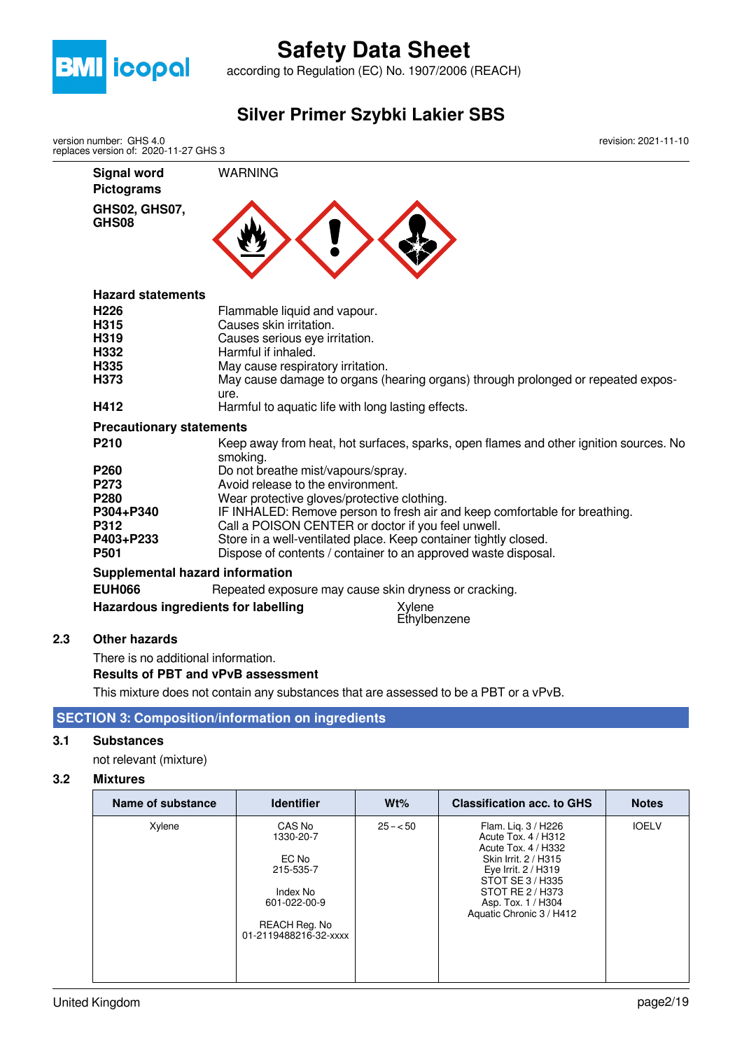| | |
|---|---|
| **Signal word** | WARNING |
| **Pictograms** | |
| **GHS02, GHS07, GHS08** | |

**Hazard statements**

| | |
|---|---|
| **H226** | Flammable liquid and vapour. |
| **H315** | Causes skin irritation. |
| **H319** | Causes serious eye irritation. |
| **H332** | Harmful if inhaled. |
| **H335** | May cause respiratory irritation. |
| **H373** | May cause damage to organs (hearing organs) through prolonged or repeated exposure. |
| **H412** | Harmful to aquatic life with long lasting effects. |

**Precautionary statements**

| | |
|---|---|
| **P210** | Keep away from heat, hot surfaces, sparks, open flames and other ignition sources. No smoking. |
| **P260** | Do not breathe mist/vapours/spray. |
| **P273** | Avoid release to the environment. |
| **P280** | Wear protective gloves/protective clothing. |
| **P304+P340** | IF INHALED: Remove person to fresh air and keep comfortable for breathing. |
| **P312** | Call a POISON CENTER or doctor if you feel unwell. |
| **P403+P233** | Store in a well-ventilated place. Keep container tightly closed. |
| **P501** | Dispose of contents / container to an approved waste disposal. |

**Supplemental hazard information**

**EUH066** Repeated exposure may cause skin dryness or cracking.

**Hazardous ingredients for labelling** Xylene, Ethylbenzene

### 2.3 Other hazards

There is no additional information.

**Results of PBT and vPvB assessment**

This mixture does not contain any substances that are assessed to be a PBT or a vPvB.

## SECTION 3: Composition/information on ingredients

### 3.1 Substances

not relevant (mixture)

### 3.2 Mixtures

| Name of substance | Identifier | Wt% | Classification acc. to GHS | Notes |
|---|---|---|---|---|
| Xylene | CAS No 1330-20-7<br><br>EC No 215-535-7<br><br>Index No 601-022-00-9<br><br>REACH Reg. No 01-2119488216-32-xxxx | 25 – < 50 | Flam. Liq. 3 / H226<br>Acute Tox. 4 / H312<br>Acute Tox. 4 / H332<br>Skin Irrit. 2 / H315<br>Eye Irrit. 2 / H319<br>STOT SE 3 / H335<br>STOT RE 2 / H373<br>Asp. Tox. 1 / H304<br>Aquatic Chronic 3 / H412 | IOELV |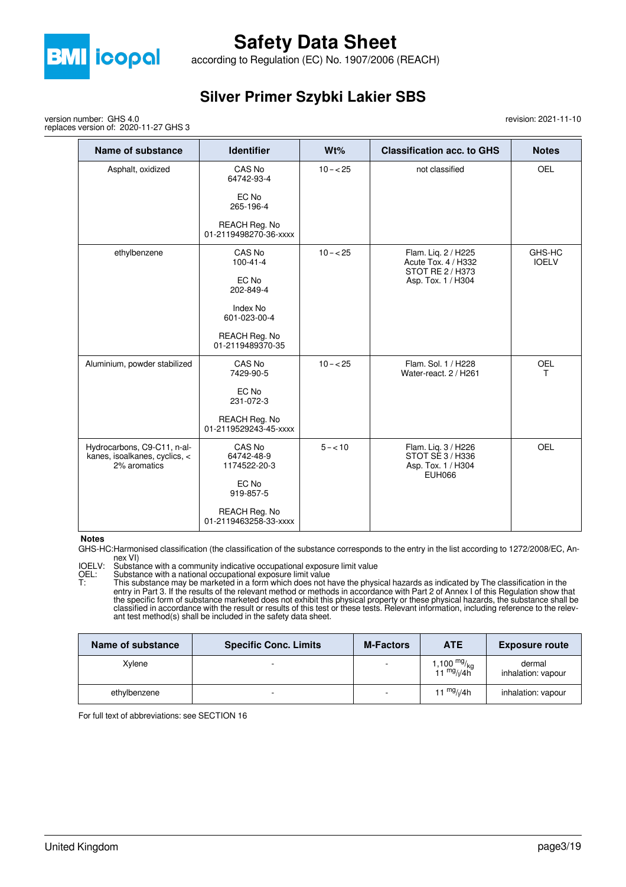| Name of substance | Identifier | Wt% | Classification acc. to GHS | Notes |
|---|---|---|---|---|
| Asphalt, oxidized | CAS No 64742-93-4<br><br>EC No 265-196-4<br><br>REACH Reg. No 01-2119498270-36-xxxx | 10 – < 25 | not classified | OEL |
| ethylbenzene | CAS No 100-41-4<br><br>EC No 202-849-4<br><br>Index No 601-023-00-4<br><br>REACH Reg. No 01-2119489370-35 | 10 – < 25 | Flam. Liq. 2 / H225<br>Acute Tox. 4 / H332<br>STOT RE 2 / H373<br>Asp. Tox. 1 / H304 | GHS-HC<br>IOELV |
| Aluminium, powder stabilized | CAS No 7429-90-5<br><br>EC No 231-072-3<br><br>REACH Reg. No 01-2119529243-45-xxxx | 10 – < 25 | Flam. Sol. 1 / H228<br>Water-react. 2 / H261 | OEL<br>T |
| Hydrocarbons, C9-C11, n-alkanes, isoalkanes, cyclics, < 2% aromatics | CAS No 64742-48-9<br>1174522-20-3<br><br>EC No 919-857-5<br><br>REACH Reg. No 01-2119463258-33-xxxx | 5 – < 10 | Flam. Liq. 3 / H226<br>STOT SE 3 / H336<br>Asp. Tox. 1 / H304<br>EUH066 | OEL |

**Notes**

GHS-HC: Harmonised classification (the classification of the substance corresponds to the entry in the list according to 1272/2008/EC, Annex VI)
IOELV: Substance with a community indicative occupational exposure limit value
OEL: Substance with a national occupational exposure limit value
T: This substance may be marketed in a form which does not have the physical hazards as indicated by The classification in the entry in Part 3. If the results of the relevant method or methods in accordance with Part 2 of Annex I of this Regulation show that the specific form of substance marketed does not exhibit this physical property or these physical hazards, the substance shall be classified in accordance with the result or results of this test or these tests. Relevant information, including reference to the relevant test method(s) shall be included in the safety data sheet.

| Name of substance | Specific Conc. Limits | M-Factors | ATE | Exposure route |
|---|---|---|---|---|
| Xylene | - | - | 1,100 $^{mg}/_{kg}$<br>11 $^{mg}/_{l}$/4h | dermal<br>inhalation: vapour |
| ethylbenzene | - | - | 11 $^{mg}/_{l}$/4h | inhalation: vapour |

For full text of abbreviations: see SECTION 16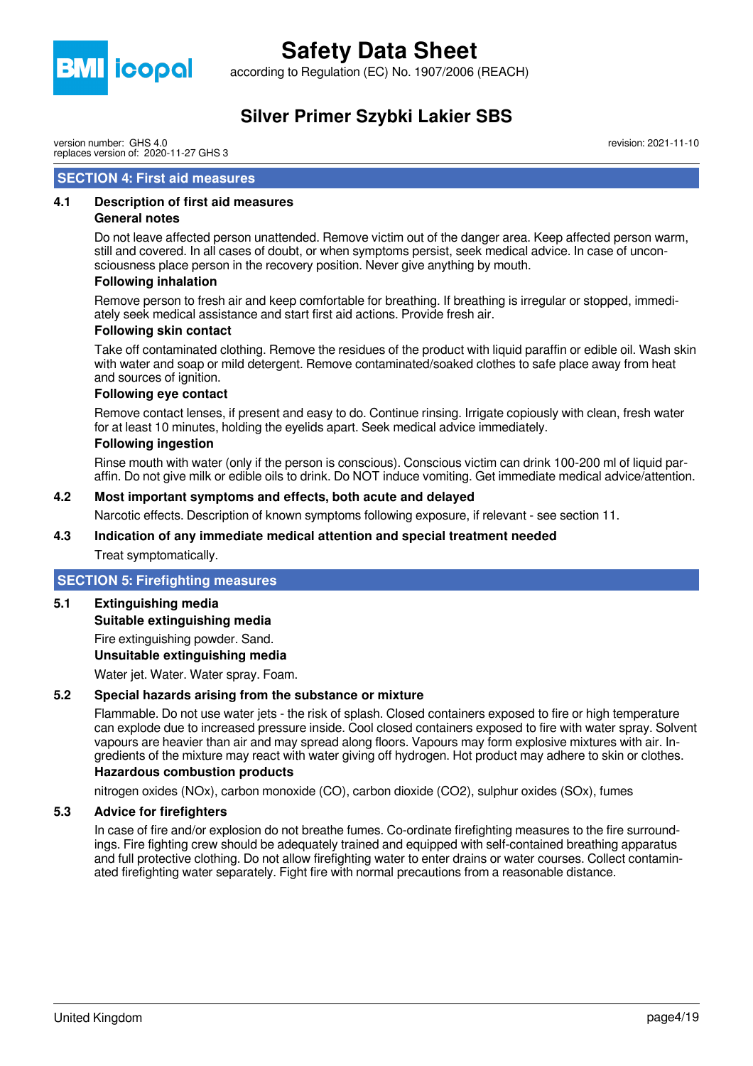## SECTION 4: First aid measures

### 4.1 Description of first aid measures

**General notes**

Do not leave affected person unattended. Remove victim out of the danger area. Keep affected person warm, still and covered. In all cases of doubt, or when symptoms persist, seek medical advice. In case of unconsciousness place person in the recovery position. Never give anything by mouth.

**Following inhalation**

Remove person to fresh air and keep comfortable for breathing. If breathing is irregular or stopped, immediately seek medical assistance and start first aid actions. Provide fresh air.

**Following skin contact**

Take off contaminated clothing. Remove the residues of the product with liquid paraffin or edible oil. Wash skin with water and soap or mild detergent. Remove contaminated/soaked clothes to safe place away from heat and sources of ignition.

**Following eye contact**

Remove contact lenses, if present and easy to do. Continue rinsing. Irrigate copiously with clean, fresh water for at least 10 minutes, holding the eyelids apart. Seek medical advice immediately.

**Following ingestion**

Rinse mouth with water (only if the person is conscious). Conscious victim can drink 100-200 ml of liquid paraffin. Do not give milk or edible oils to drink. Do NOT induce vomiting. Get immediate medical advice/attention.

### 4.2 Most important symptoms and effects, both acute and delayed

Narcotic effects. Description of known symptoms following exposure, if relevant - see section 11.

### 4.3 Indication of any immediate medical attention and special treatment needed

Treat symptomatically.

## SECTION 5: Firefighting measures

### 5.1 Extinguishing media

**Suitable extinguishing media**

Fire extinguishing powder. Sand.

**Unsuitable extinguishing media**

Water jet. Water. Water spray. Foam.

### 5.2 Special hazards arising from the substance or mixture

Flammable. Do not use water jets - the risk of splash. Closed containers exposed to fire or high temperature can explode due to increased pressure inside. Cool closed containers exposed to fire with water spray. Solvent vapours are heavier than air and may spread along floors. Vapours may form explosive mixtures with air. Ingredients of the mixture may react with water giving off hydrogen. Hot product may adhere to skin or clothes.

**Hazardous combustion products**

nitrogen oxides (NOx), carbon monoxide (CO), carbon dioxide ($CO_2$), sulphur oxides (SOx), fumes

### 5.3 Advice for firefighters

In case of fire and/or explosion do not breathe fumes. Co-ordinate firefighting measures to the fire surroundings. Fire fighting crew should be adequately trained and equipped with self-contained breathing apparatus and full protective clothing. Do not allow firefighting water to enter drains or water courses. Collect contaminated firefighting water separately. Fight fire with normal precautions from a reasonable distance.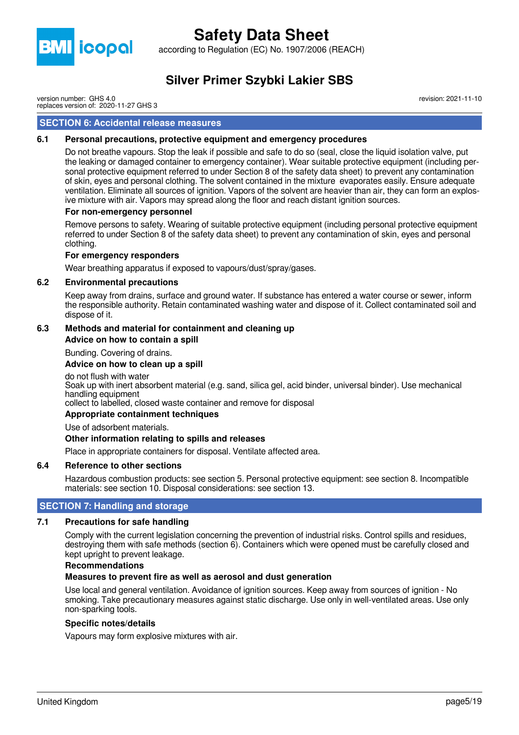## SECTION 6: Accidental release measures

### 6.1 Personal precautions, protective equipment and emergency procedures

Do not breathe vapours. Stop the leak if possible and safe to do so (seal, close the liquid isolation valve, put the leaking or damaged container to emergency container). Wear suitable protective equipment (including personal protective equipment referred to under Section 8 of the safety data sheet) to prevent any contamination of skin, eyes and personal clothing. The solvent contained in the mixture evaporates easily. Ensure adequate ventilation. Eliminate all sources of ignition. Vapors of the solvent are heavier than air, they can form an explosive mixture with air. Vapors may spread along the floor and reach distant ignition sources.

**For non-emergency personnel**

Remove persons to safety. Wearing of suitable protective equipment (including personal protective equipment referred to under Section 8 of the safety data sheet) to prevent any contamination of skin, eyes and personal clothing.

**For emergency responders**

Wear breathing apparatus if exposed to vapours/dust/spray/gases.

### 6.2 Environmental precautions

Keep away from drains, surface and ground water. If substance has entered a water course or sewer, inform the responsible authority. Retain contaminated washing water and dispose of it. Collect contaminated soil and dispose of it.

### 6.3 Methods and material for containment and cleaning up

**Advice on how to contain a spill**

Bunding. Covering of drains.

**Advice on how to clean up a spill**

do not flush with water
Soak up with inert absorbent material (e.g. sand, silica gel, acid binder, universal binder). Use mechanical handling equipment
collect to labelled, closed waste container and remove for disposal

**Appropriate containment techniques**

Use of adsorbent materials.

**Other information relating to spills and releases**

Place in appropriate containers for disposal. Ventilate affected area.

### 6.4 Reference to other sections

Hazardous combustion products: see section 5. Personal protective equipment: see section 8. Incompatible materials: see section 10. Disposal considerations: see section 13.

## SECTION 7: Handling and storage

### 7.1 Precautions for safe handling

Comply with the current legislation concerning the prevention of industrial risks. Control spills and residues, destroying them with safe methods (section 6). Containers which were opened must be carefully closed and kept upright to prevent leakage.

**Recommendations**

**Measures to prevent fire as well as aerosol and dust generation**

Use local and general ventilation. Avoidance of ignition sources. Keep away from sources of ignition - No smoking. Take precautionary measures against static discharge. Use only in well-ventilated areas. Use only non-sparking tools.

**Specific notes/details**

Vapours may form explosive mixtures with air.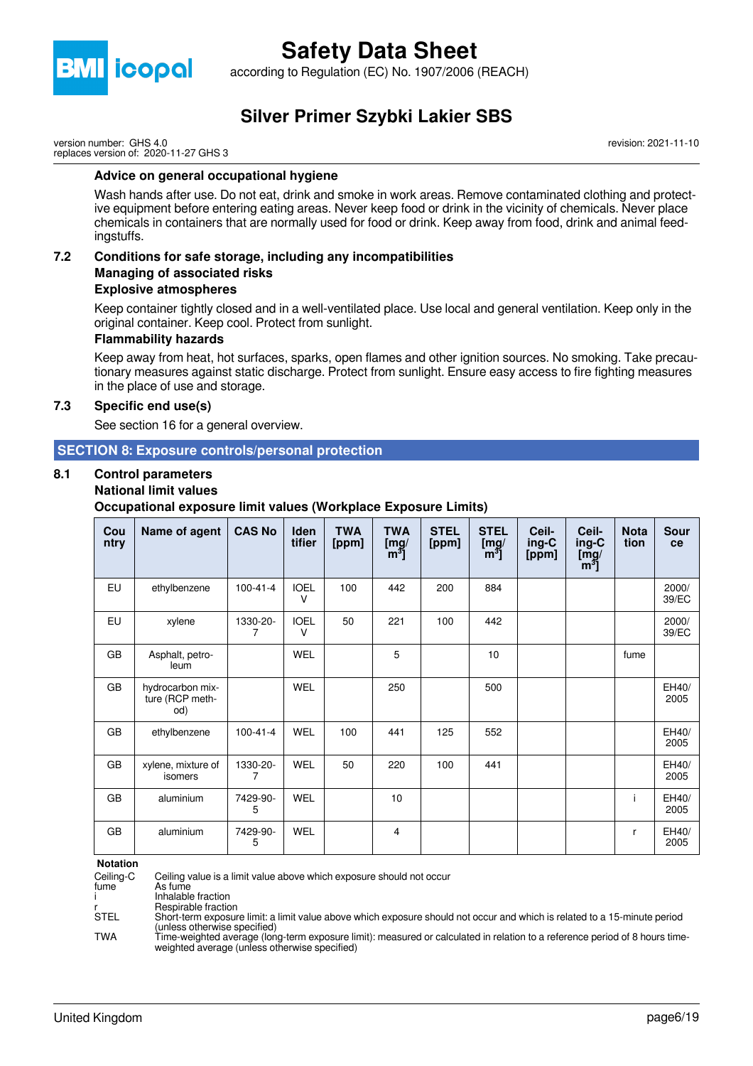**Advice on general occupational hygiene**

Wash hands after use. Do not eat, drink and smoke in work areas. Remove contaminated clothing and protective equipment before entering eating areas. Never keep food or drink in the vicinity of chemicals. Never place chemicals in containers that are normally used for food or drink. Keep away from food, drink and animal feedingstuffs.

### 7.2 Conditions for safe storage, including any incompatibilities

**Managing of associated risks**

**Explosive atmospheres**

Keep container tightly closed and in a well-ventilated place. Use local and general ventilation. Keep only in the original container. Keep cool. Protect from sunlight.

**Flammability hazards**

Keep away from heat, hot surfaces, sparks, open flames and other ignition sources. No smoking. Take precautionary measures against static discharge. Protect from sunlight. Ensure easy access to fire fighting measures in the place of use and storage.

### 7.3 Specific end use(s)

See section 16 for a general overview.

## SECTION 8: Exposure controls/personal protection

### 8.1 Control parameters

**National limit values**

**Occupational exposure limit values (Workplace Exposure Limits)**

| Country | Name of agent | CAS No | Identifier | TWA [ppm] | TWA [mg/m³] | STEL [ppm] | STEL [mg/m³] | Ceiling-C [ppm] | Ceiling-C [mg/m³] | Notation | Source |
|---|---|---|---|---|---|---|---|---|---|---|---|
| EU | ethylbenzene | 100-41-4 | IOELV | 100 | 442 | 200 | 884 | | | | 2000/39/EC |
| EU | xylene | 1330-20-7 | IOELV | 50 | 221 | 100 | 442 | | | | 2000/39/EC |
| GB | Asphalt, petroleum | | WEL | | 5 | | 10 | | | fume | |
| GB | hydrocarbon mixture (RCP method) | | WEL | | 250 | | 500 | | | | EH40/2005 |
| GB | ethylbenzene | 100-41-4 | WEL | 100 | 441 | 125 | 552 | | | | EH40/2005 |
| GB | xylene, mixture of isomers | 1330-20-7 | WEL | 50 | 220 | 100 | 441 | | | | EH40/2005 |
| GB | aluminium | 7429-90-5 | WEL | | 10 | | | | | i | EH40/2005 |
| GB | aluminium | 7429-90-5 | WEL | | 4 | | | | | r | EH40/2005 |

**Notation**

- Ceiling-C: Ceiling value is a limit value above which exposure should not occur
- fume: As fume
- i: Inhalable fraction
- r: Respirable fraction
- STEL: Short-term exposure limit: a limit value above which exposure should not occur and which is related to a 15-minute period (unless otherwise specified)
- TWA: Time-weighted average (long-term exposure limit): measured or calculated in relation to a reference period of 8 hours time-weighted average (unless otherwise specified)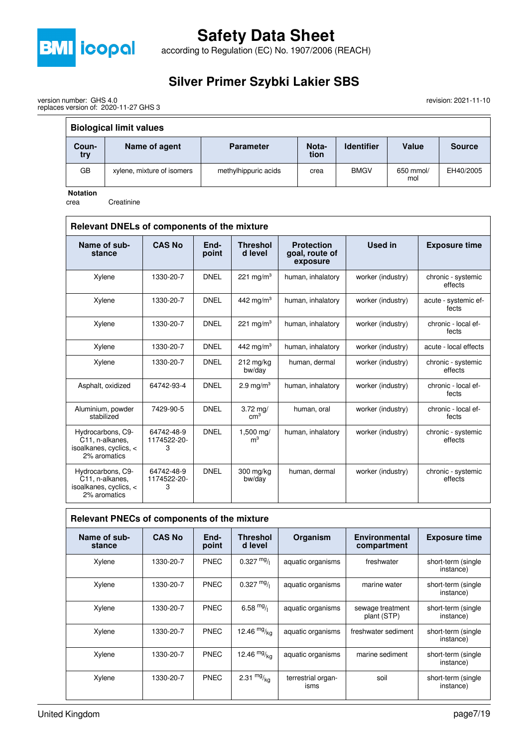**Biological limit values**

| Country | Name of agent | Parameter | Notation | Identifier | Value | Source |
|---|---|---|---|---|---|---|
| GB | xylene, mixture of isomers | methylhippuric acids | crea | BMGV | 650 mmol/mol | EH40/2005 |

**Notation**

crea     Creatinine

**Relevant DNELs of components of the mixture**

| Name of substance | CAS No | Endpoint | Threshold level | Protection goal, route of exposure | Used in | Exposure time |
|---|---|---|---|---|---|---|
| Xylene | 1330-20-7 | DNEL | 221 mg/m³ | human, inhalatory | worker (industry) | chronic - systemic effects |
| Xylene | 1330-20-7 | DNEL | 442 mg/m³ | human, inhalatory | worker (industry) | acute - systemic effects |
| Xylene | 1330-20-7 | DNEL | 221 mg/m³ | human, inhalatory | worker (industry) | chronic - local effects |
| Xylene | 1330-20-7 | DNEL | 442 mg/m³ | human, inhalatory | worker (industry) | acute - local effects |
| Xylene | 1330-20-7 | DNEL | 212 mg/kg bw/day | human, dermal | worker (industry) | chronic - systemic effects |
| Asphalt, oxidized | 64742-93-4 | DNEL | 2.9 mg/m³ | human, inhalatory | worker (industry) | chronic - local effects |
| Aluminium, powder stabilized | 7429-90-5 | DNEL | 3.72 mg/cm³ | human, oral | worker (industry) | chronic - local effects |
| Hydrocarbons, C9-C11, n-alkanes, isoalkanes, cyclics, < 2% aromatics | 64742-48-9 1174522-20-3 | DNEL | 1,500 mg/m³ | human, inhalatory | worker (industry) | chronic - systemic effects |
| Hydrocarbons, C9-C11, n-alkanes, isoalkanes, cyclics, < 2% aromatics | 64742-48-9 1174522-20-3 | DNEL | 300 mg/kg bw/day | human, dermal | worker (industry) | chronic - systemic effects |

**Relevant PNECs of components of the mixture**

| Name of substance | CAS No | Endpoint | Threshold level | Organism | Environmental compartment | Exposure time |
|---|---|---|---|---|---|---|
| Xylene | 1330-20-7 | PNEC | 0.327 mg/l | aquatic organisms | freshwater | short-term (single instance) |
| Xylene | 1330-20-7 | PNEC | 0.327 mg/l | aquatic organisms | marine water | short-term (single instance) |
| Xylene | 1330-20-7 | PNEC | 6.58 mg/l | aquatic organisms | sewage treatment plant (STP) | short-term (single instance) |
| Xylene | 1330-20-7 | PNEC | 12.46 mg/kg | aquatic organisms | freshwater sediment | short-term (single instance) |
| Xylene | 1330-20-7 | PNEC | 12.46 mg/kg | aquatic organisms | marine sediment | short-term (single instance) |
| Xylene | 1330-20-7 | PNEC | 2.31 mg/kg | terrestrial organisms | soil | short-term (single instance) |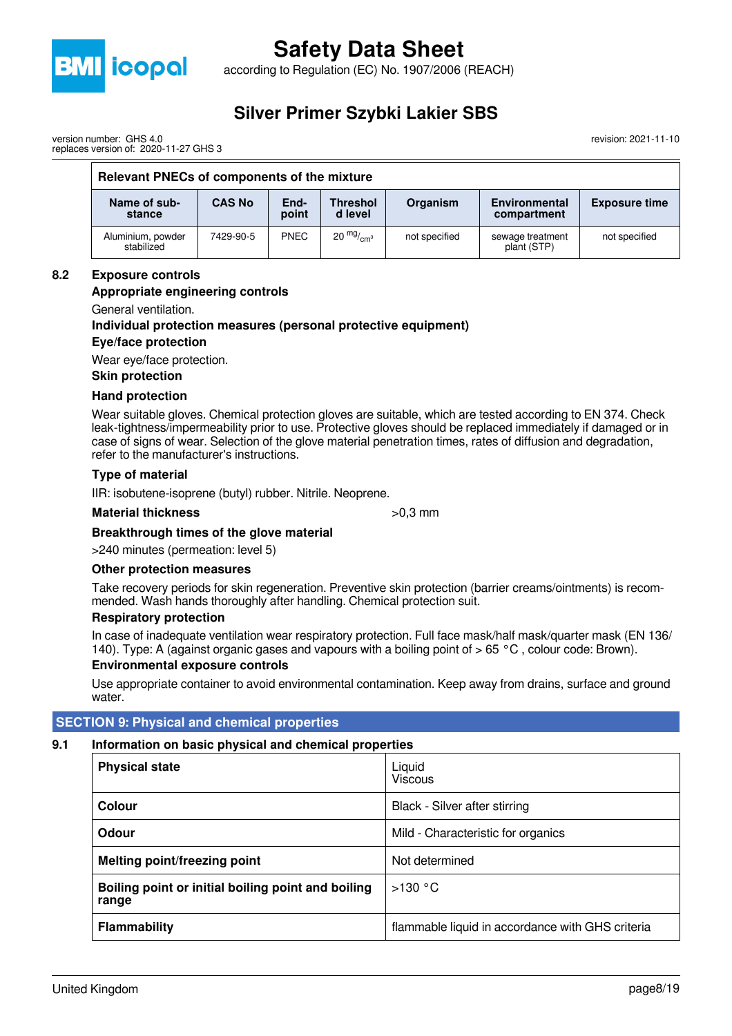| Relevant PNECs of components of the mixture | | | | | | |
|---|---|---|---|---|---|---|
| **Name of substance** | **CAS No** | **End-point** | **Threshold level** | **Organism** | **Environmental compartment** | **Exposure time** |
| Aluminium, powder stabilized | 7429-90-5 | PNEC | 20 $^{mg}/_{cm^3}$ | not specified | sewage treatment plant (STP) | not specified |

## 8.2 Exposure controls

**Appropriate engineering controls**

General ventilation.

**Individual protection measures (personal protective equipment)**

**Eye/face protection**

Wear eye/face protection.

**Skin protection**

**Hand protection**

Wear suitable gloves. Chemical protection gloves are suitable, which are tested according to EN 374. Check leak-tightness/impermeability prior to use. Protective gloves should be replaced immediately if damaged or in case of signs of wear. Selection of the glove material penetration times, rates of diffusion and degradation, refer to the manufacturer's instructions.

**Type of material**

IIR: isobutene-isoprene (butyl) rubber. Nitrile. Neoprene.

**Material thickness** >0,3 mm

**Breakthrough times of the glove material**

>240 minutes (permeation: level 5)

**Other protection measures**

Take recovery periods for skin regeneration. Preventive skin protection (barrier creams/ointments) is recommended. Wash hands thoroughly after handling. Chemical protection suit.

**Respiratory protection**

In case of inadequate ventilation wear respiratory protection. Full face mask/half mask/quarter mask (EN 136/140). Type: A (against organic gases and vapours with a boiling point of > 65 °C , colour code: Brown).

**Environmental exposure controls**

Use appropriate container to avoid environmental contamination. Keep away from drains, surface and ground water.

# SECTION 9: Physical and chemical properties

## 9.1 Information on basic physical and chemical properties

| | |
|---|---|
| **Physical state** | Liquid<br>Viscous |
| **Colour** | Black - Silver after stirring |
| **Odour** | Mild - Characteristic for organics |
| **Melting point/freezing point** | Not determined |
| **Boiling point or initial boiling point and boiling range** | >130 °C |
| **Flammability** | flammable liquid in accordance with GHS criteria |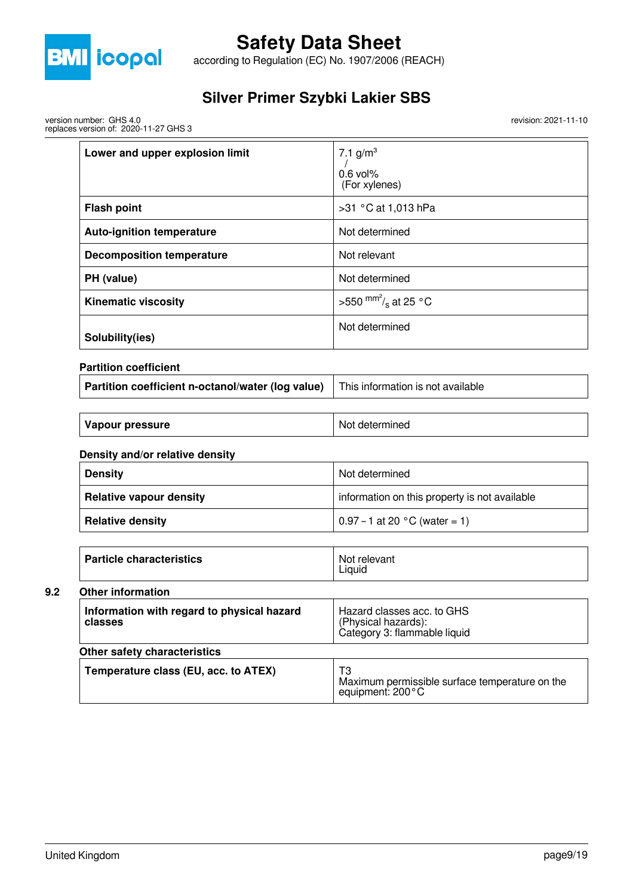| | |
|---|---|
| **Lower and upper explosion limit** | 7.1 g/m³ / 0.6 vol% (For xylenes) |
| **Flash point** | >31 °C at 1,013 hPa |
| **Auto-ignition temperature** | Not determined |
| **Decomposition temperature** | Not relevant |
| **PH (value)** | Not determined |
| **Kinematic viscosity** | >550 $^{mm^2}/_s$ at 25 °C |
| **Solubility(ies)** | Not determined |

**Partition coefficient**

| | |
|---|---|
| **Partition coefficient n-octanol/water (log value)** | This information is not available |

| | |
|---|---|
| **Vapour pressure** | Not determined |

**Density and/or relative density**

| | |
|---|---|
| **Density** | Not determined |
| **Relative vapour density** | information on this property is not available |
| **Relative density** | 0.97 – 1 at 20 °C (water = 1) |

| | |
|---|---|
| **Particle characteristics** | Not relevant<br>Liquid |

**9.2 Other information**

| | |
|---|---|
| **Information with regard to physical hazard classes** | Hazard classes acc. to GHS (Physical hazards): Category 3: flammable liquid |

**Other safety characteristics**

| | |
|---|---|
| **Temperature class (EU, acc. to ATEX)** | T3<br>Maximum permissible surface temperature on the equipment: 200°C |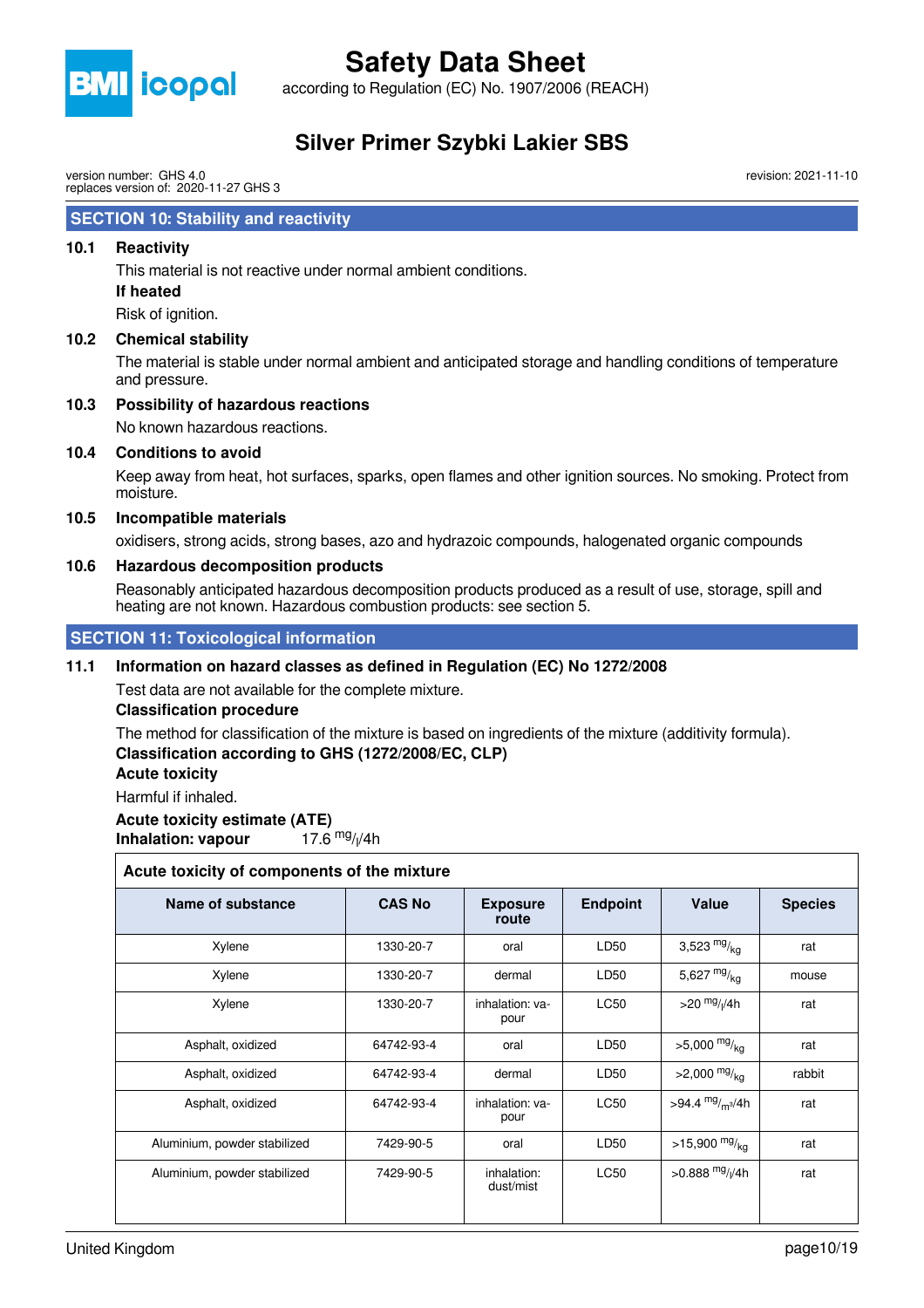## SECTION 10: Stability and reactivity

### 10.1 Reactivity

This material is not reactive under normal ambient conditions.

**If heated**

Risk of ignition.

### 10.2 Chemical stability

The material is stable under normal ambient and anticipated storage and handling conditions of temperature and pressure.

### 10.3 Possibility of hazardous reactions

No known hazardous reactions.

### 10.4 Conditions to avoid

Keep away from heat, hot surfaces, sparks, open flames and other ignition sources. No smoking. Protect from moisture.

### 10.5 Incompatible materials

oxidisers, strong acids, strong bases, azo and hydrazoic compounds, halogenated organic compounds

### 10.6 Hazardous decomposition products

Reasonably anticipated hazardous decomposition products produced as a result of use, storage, spill and heating are not known. Hazardous combustion products: see section 5.

## SECTION 11: Toxicological information

### 11.1 Information on hazard classes as defined in Regulation (EC) No 1272/2008

Test data are not available for the complete mixture.

**Classification procedure**

The method for classification of the mixture is based on ingredients of the mixture (additivity formula).

**Classification according to GHS (1272/2008/EC, CLP)**

**Acute toxicity**

Harmful if inhaled.

**Acute toxicity estimate (ATE)**

**Inhalation: vapour** 17.6 $^{mg}/_{l}$/4h

**Acute toxicity of components of the mixture**

| Name of substance | CAS No | Exposure route | Endpoint | Value | Species |
|---|---|---|---|---|---|
| Xylene | 1330-20-7 | oral | LD50 | 3,523 $^{mg}/_{kg}$ | rat |
| Xylene | 1330-20-7 | dermal | LD50 | 5,627 $^{mg}/_{kg}$ | mouse |
| Xylene | 1330-20-7 | inhalation: vapour | LC50 | >20 $^{mg}/_{l}$/4h | rat |
| Asphalt, oxidized | 64742-93-4 | oral | LD50 | >5,000 $^{mg}/_{kg}$ | rat |
| Asphalt, oxidized | 64742-93-4 | dermal | LD50 | >2,000 $^{mg}/_{kg}$ | rabbit |
| Asphalt, oxidized | 64742-93-4 | inhalation: vapour | LC50 | >94.4 $^{mg}/_{m^3}$/4h | rat |
| Aluminium, powder stabilized | 7429-90-5 | oral | LD50 | >15,900 $^{mg}/_{kg}$ | rat |
| Aluminium, powder stabilized | 7429-90-5 | inhalation: dust/mist | LC50 | >0.888 $^{mg}/_{l}$/4h | rat |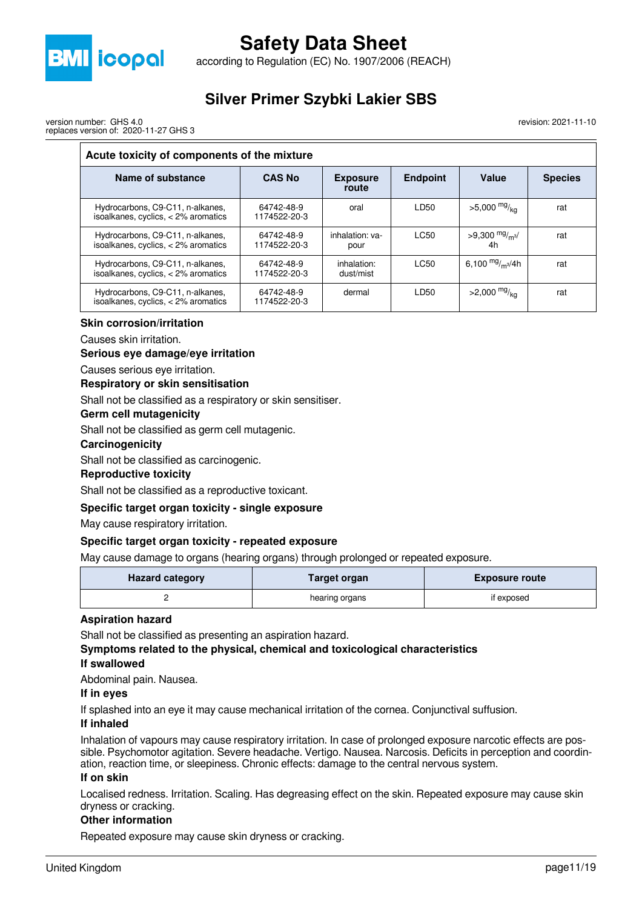| Acute toxicity of components of the mixture | | | | | |
|---|---|---|---|---|---|
| Name of substance | CAS No | Exposure route | Endpoint | Value | Species |
| Hydrocarbons, C9-C11, n-alkanes, isoalkanes, cyclics, < 2% aromatics | 64742-48-9 1174522-20-3 | oral | LD50 | >5,000 $^{mg}/_{kg}$ | rat |
| Hydrocarbons, C9-C11, n-alkanes, isoalkanes, cyclics, < 2% aromatics | 64742-48-9 1174522-20-3 | inhalation: vapour | LC50 | >9,300 $^{mg}/_{m^3}$/4h | rat |
| Hydrocarbons, C9-C11, n-alkanes, isoalkanes, cyclics, < 2% aromatics | 64742-48-9 1174522-20-3 | inhalation: dust/mist | LC50 | 6,100 $^{mg}/_{m^3}$/4h | rat |
| Hydrocarbons, C9-C11, n-alkanes, isoalkanes, cyclics, < 2% aromatics | 64742-48-9 1174522-20-3 | dermal | LD50 | >2,000 $^{mg}/_{kg}$ | rat |

**Skin corrosion/irritation**

Causes skin irritation.

**Serious eye damage/eye irritation**

Causes serious eye irritation.

**Respiratory or skin sensitisation**

Shall not be classified as a respiratory or skin sensitiser.

**Germ cell mutagenicity**

Shall not be classified as germ cell mutagenic.

**Carcinogenicity**

Shall not be classified as carcinogenic.

**Reproductive toxicity**

Shall not be classified as a reproductive toxicant.

**Specific target organ toxicity - single exposure**

May cause respiratory irritation.

**Specific target organ toxicity - repeated exposure**

May cause damage to organs (hearing organs) through prolonged or repeated exposure.

| Hazard category | Target organ | Exposure route |
|---|---|---|
| 2 | hearing organs | if exposed |

**Aspiration hazard**

Shall not be classified as presenting an aspiration hazard.

**Symptoms related to the physical, chemical and toxicological characteristics**

**If swallowed**

Abdominal pain. Nausea.

**If in eyes**

If splashed into an eye it may cause mechanical irritation of the cornea. Conjunctival suffusion.

**If inhaled**

Inhalation of vapours may cause respiratory irritation. In case of prolonged exposure narcotic effects are possible. Psychomotor agitation. Severe headache. Vertigo. Nausea. Narcosis. Deficits in perception and coordination, reaction time, or sleepiness. Chronic effects: damage to the central nervous system.

**If on skin**

Localised redness. Irritation. Scaling. Has degreasing effect on the skin. Repeated exposure may cause skin dryness or cracking.

**Other information**

Repeated exposure may cause skin dryness or cracking.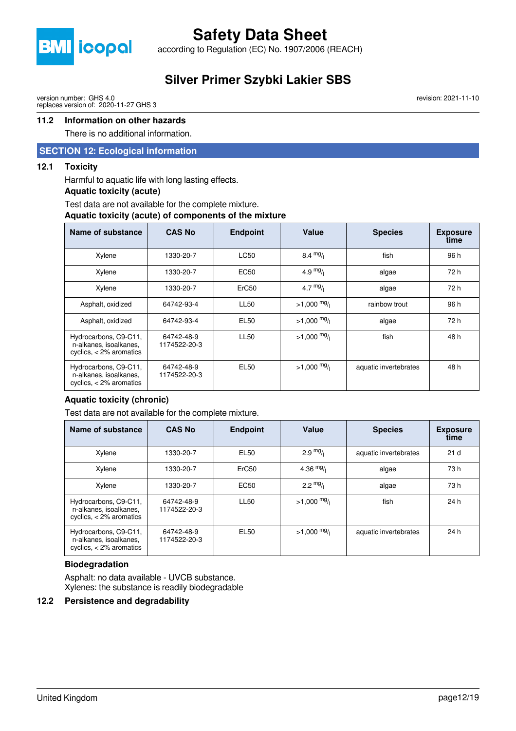### 11.2 Information on other hazards

There is no additional information.

## SECTION 12: Ecological information

### 12.1 Toxicity

Harmful to aquatic life with long lasting effects.

**Aquatic toxicity (acute)**

Test data are not available for the complete mixture.

**Aquatic toxicity (acute) of components of the mixture**

| Name of substance | CAS No | Endpoint | Value | Species | Exposure time |
|---|---|---|---|---|---|
| Xylene | 1330-20-7 | LC50 | 8.4 $^{mg}/_{l}$ | fish | 96 h |
| Xylene | 1330-20-7 | EC50 | 4.9 $^{mg}/_{l}$ | algae | 72 h |
| Xylene | 1330-20-7 | ErC50 | 4.7 $^{mg}/_{l}$ | algae | 72 h |
| Asphalt, oxidized | 64742-93-4 | LL50 | >1,000 $^{mg}/_{l}$ | rainbow trout | 96 h |
| Asphalt, oxidized | 64742-93-4 | EL50 | >1,000 $^{mg}/_{l}$ | algae | 72 h |
| Hydrocarbons, C9-C11, n-alkanes, isoalkanes, cyclics, < 2% aromatics | 64742-48-9 1174522-20-3 | LL50 | >1,000 $^{mg}/_{l}$ | fish | 48 h |
| Hydrocarbons, C9-C11, n-alkanes, isoalkanes, cyclics, < 2% aromatics | 64742-48-9 1174522-20-3 | EL50 | >1,000 $^{mg}/_{l}$ | aquatic invertebrates | 48 h |

**Aquatic toxicity (chronic)**

Test data are not available for the complete mixture.

| Name of substance | CAS No | Endpoint | Value | Species | Exposure time |
|---|---|---|---|---|---|
| Xylene | 1330-20-7 | EL50 | 2.9 $^{mg}/_{l}$ | aquatic invertebrates | 21 d |
| Xylene | 1330-20-7 | ErC50 | 4.36 $^{mg}/_{l}$ | algae | 73 h |
| Xylene | 1330-20-7 | EC50 | 2.2 $^{mg}/_{l}$ | algae | 73 h |
| Hydrocarbons, C9-C11, n-alkanes, isoalkanes, cyclics, < 2% aromatics | 64742-48-9 1174522-20-3 | LL50 | >1,000 $^{mg}/_{l}$ | fish | 24 h |
| Hydrocarbons, C9-C11, n-alkanes, isoalkanes, cyclics, < 2% aromatics | 64742-48-9 1174522-20-3 | EL50 | >1,000 $^{mg}/_{l}$ | aquatic invertebrates | 24 h |

**Biodegradation**

Asphalt: no data available - UVCB substance.
Xylenes: the substance is readily biodegradable

### 12.2 Persistence and degradability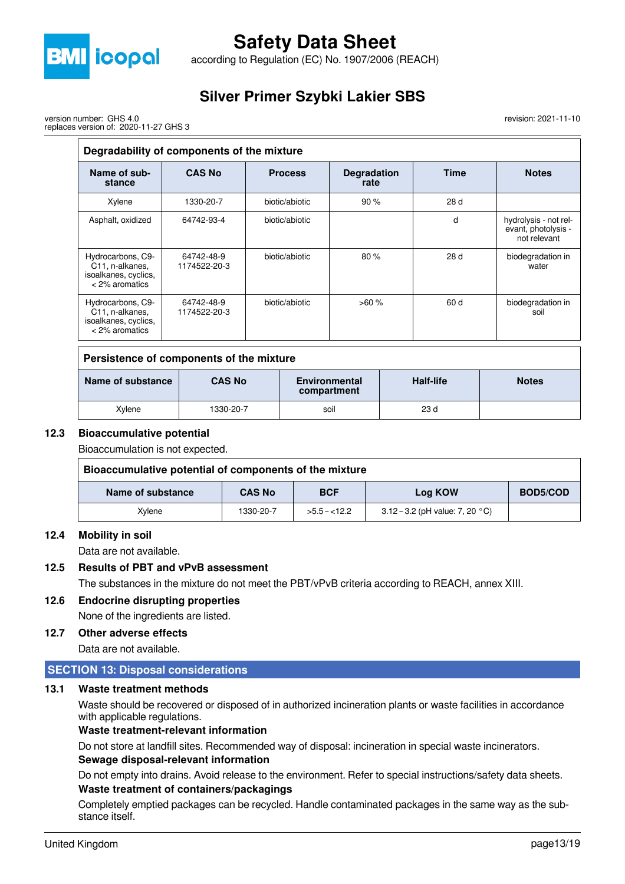| Degradability of components of the mixture | | | | | |
|---|---|---|---|---|---|
| **Name of substance** | **CAS No** | **Process** | **Degradation rate** | **Time** | **Notes** |
| Xylene | 1330-20-7 | biotic/abiotic | 90 % | 28 d | |
| Asphalt, oxidized | 64742-93-4 | biotic/abiotic | | d | hydrolysis - not relevant, photolysis - not relevant |
| Hydrocarbons, C9-C11, n-alkanes, isoalkanes, cyclics, < 2% aromatics | 64742-48-9 1174522-20-3 | biotic/abiotic | 80 % | 28 d | biodegradation in water |
| Hydrocarbons, C9-C11, n-alkanes, isoalkanes, cyclics, < 2% aromatics | 64742-48-9 1174522-20-3 | biotic/abiotic | >60 % | 60 d | biodegradation in soil |

| Persistence of components of the mixture | | | | |
|---|---|---|---|---|
| **Name of substance** | **CAS No** | **Environmental compartment** | **Half-life** | **Notes** |
| Xylene | 1330-20-7 | soil | 23 d | |

## 12.3 Bioaccumulative potential

Bioaccumulation is not expected.

| Bioaccumulative potential of components of the mixture | | | | |
|---|---|---|---|---|
| **Name of substance** | **CAS No** | **BCF** | **Log KOW** | **BOD5/COD** |
| Xylene | 1330-20-7 | >5.5 – <12.2 | 3.12 – 3.2 (pH value: 7, 20 °C) | |

## 12.4 Mobility in soil

Data are not available.

## 12.5 Results of PBT and vPvB assessment

The substances in the mixture do not meet the PBT/vPvB criteria according to REACH, annex XIII.

## 12.6 Endocrine disrupting properties

None of the ingredients are listed.

## 12.7 Other adverse effects

Data are not available.

# SECTION 13: Disposal considerations

## 13.1 Waste treatment methods

Waste should be recovered or disposed of in authorized incineration plants or waste facilities in accordance with applicable regulations.

**Waste treatment-relevant information**

Do not store at landfill sites. Recommended way of disposal: incineration in special waste incinerators.

**Sewage disposal-relevant information**

Do not empty into drains. Avoid release to the environment. Refer to special instructions/safety data sheets.

**Waste treatment of containers/packagings**

Completely emptied packages can be recycled. Handle contaminated packages in the same way as the substance itself.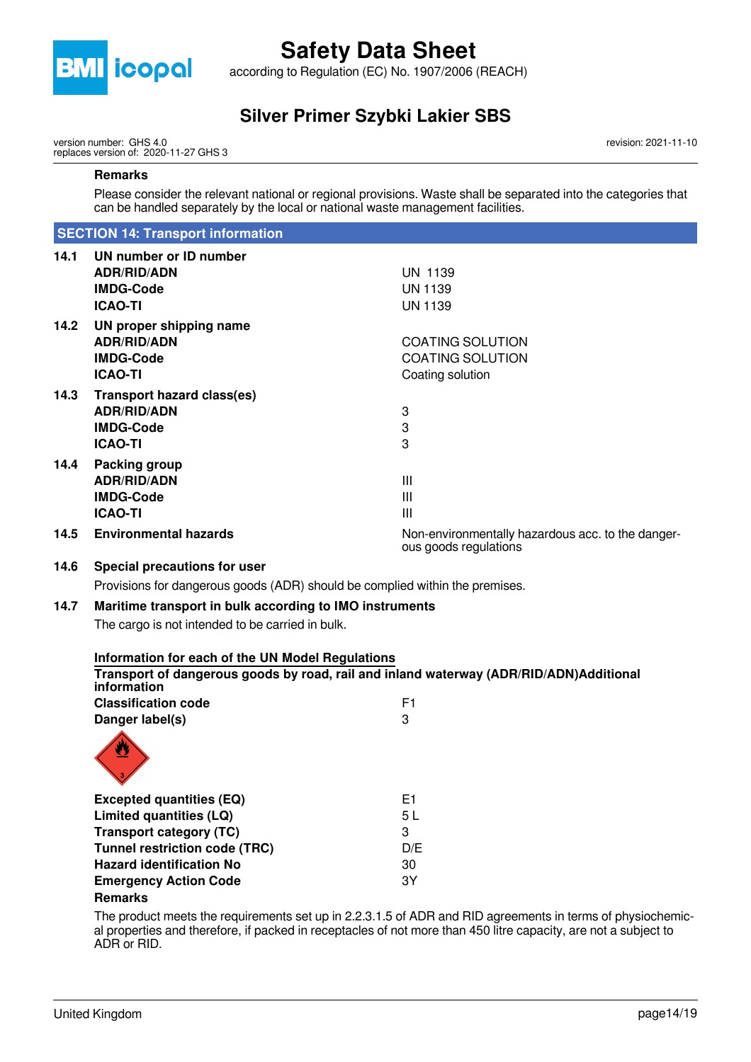**Remarks**

Please consider the relevant national or regional provisions. Waste shall be separated into the categories that can be handled separately by the local or national waste management facilities.

## SECTION 14: Transport information

| | | |
|---|---|---|
| **14.1** | **UN number or ID number** | |
| | **ADR/RID/ADN** | UN 1139 |
| | **IMDG-Code** | UN 1139 |
| | **ICAO-TI** | UN 1139 |
| **14.2** | **UN proper shipping name** | |
| | **ADR/RID/ADN** | COATING SOLUTION |
| | **IMDG-Code** | COATING SOLUTION |
| | **ICAO-TI** | Coating solution |
| **14.3** | **Transport hazard class(es)** | |
| | **ADR/RID/ADN** | 3 |
| | **IMDG-Code** | 3 |
| | **ICAO-TI** | 3 |
| **14.4** | **Packing group** | |
| | **ADR/RID/ADN** | III |
| | **IMDG-Code** | III |
| | **ICAO-TI** | III |
| **14.5** | **Environmental hazards** | Non-environmentally hazardous acc. to the dangerous goods regulations |

**14.6 Special precautions for user**

Provisions for dangerous goods (ADR) should be complied within the premises.

**14.7 Maritime transport in bulk according to IMO instruments**

The cargo is not intended to be carried in bulk.

**Information for each of the UN Model Regulations**

**Transport of dangerous goods by road, rail and inland waterway (ADR/RID/ADN)Additional information**

| | |
|---|---|
| **Classification code** | F1 |
| **Danger label(s)** | 3 |

| | |
|---|---|
| **Excepted quantities (EQ)** | E1 |
| **Limited quantities (LQ)** | 5 L |
| **Transport category (TC)** | 3 |
| **Tunnel restriction code (TRC)** | D/E |
| **Hazard identification No** | 30 |
| **Emergency Action Code** | 3Y |

**Remarks**

The product meets the requirements set up in 2.2.3.1.5 of ADR and RID agreements in terms of physiochemical properties and therefore, if packed in receptacles of not more than 450 litre capacity, are not a subject to ADR or RID.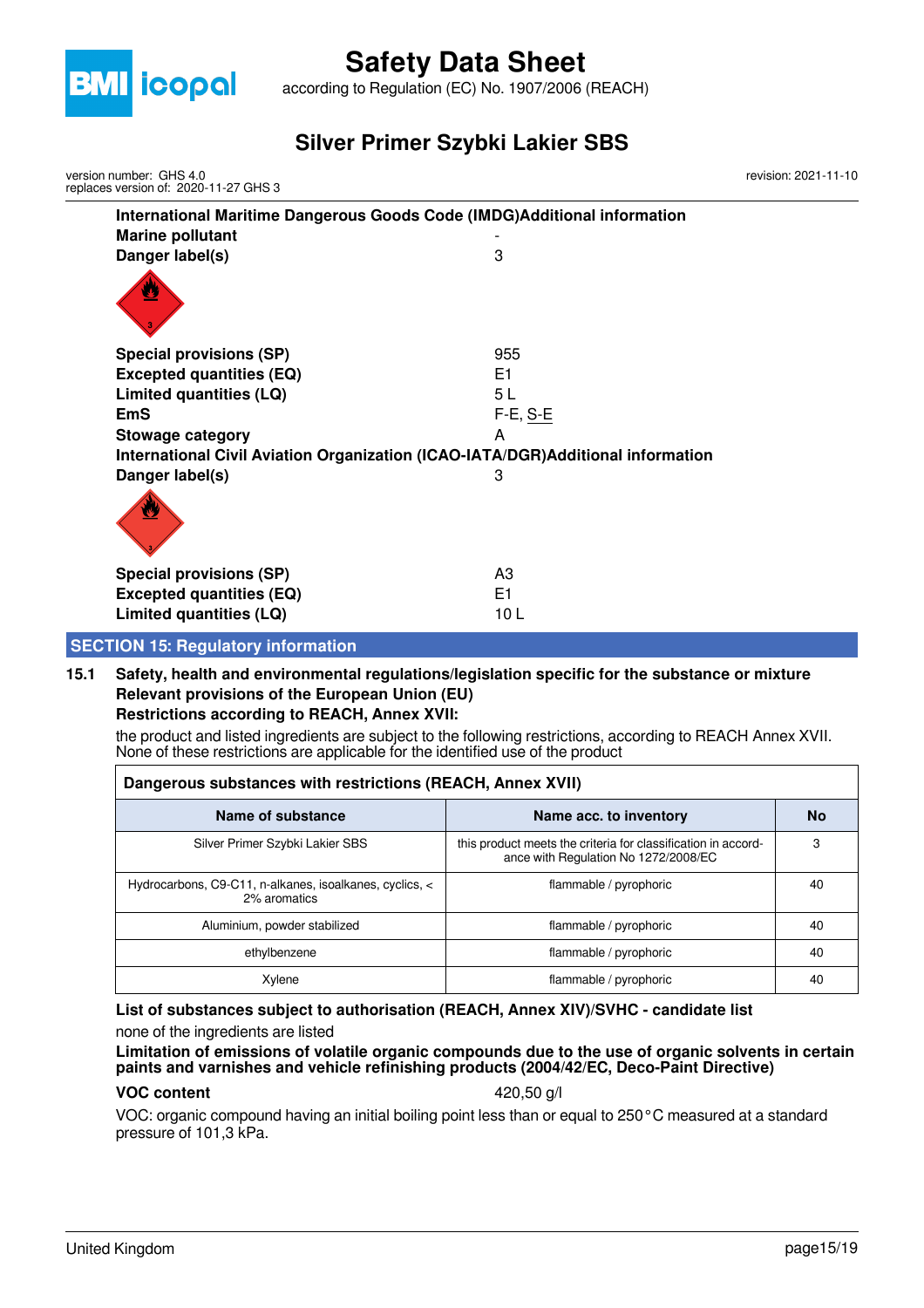**International Maritime Dangerous Goods Code (IMDG)Additional information**

| | |
|---|---|
| **Marine pollutant** | - |
| **Danger label(s)** | 3 |
| **Special provisions (SP)** | 955 |
| **Excepted quantities (EQ)** | E1 |
| **Limited quantities (LQ)** | 5 L |
| **EmS** | F-E, S-E |
| **Stowage category** | A |

**International Civil Aviation Organization (ICAO-IATA/DGR)Additional information**

| | |
|---|---|
| **Danger label(s)** | 3 |
| **Special provisions (SP)** | A3 |
| **Excepted quantities (EQ)** | E1 |
| **Limited quantities (LQ)** | 10 L |

## SECTION 15: Regulatory information

### 15.1 Safety, health and environmental regulations/legislation specific for the substance or mixture

**Relevant provisions of the European Union (EU)**

**Restrictions according to REACH, Annex XVII:**

the product and listed ingredients are subject to the following restrictions, according to REACH Annex XVII. None of these restrictions are applicable for the identified use of the product

**Dangerous substances with restrictions (REACH, Annex XVII)**

| Name of substance | Name acc. to inventory | No |
|---|---|---|
| Silver Primer Szybki Lakier SBS | this product meets the criteria for classification in accordance with Regulation No 1272/2008/EC | 3 |
| Hydrocarbons, C9-C11, n-alkanes, isoalkanes, cyclics, < 2% aromatics | flammable / pyrophoric | 40 |
| Aluminium, powder stabilized | flammable / pyrophoric | 40 |
| ethylbenzene | flammable / pyrophoric | 40 |
| Xylene | flammable / pyrophoric | 40 |

**List of substances subject to authorisation (REACH, Annex XIV)/SVHC - candidate list**

none of the ingredients are listed

**Limitation of emissions of volatile organic compounds due to the use of organic solvents in certain paints and varnishes and vehicle refinishing products (2004/42/EC, Deco-Paint Directive)**

**VOC content** 420,50 g/l

VOC: organic compound having an initial boiling point less than or equal to 250 °C measured at a standard pressure of 101,3 kPa.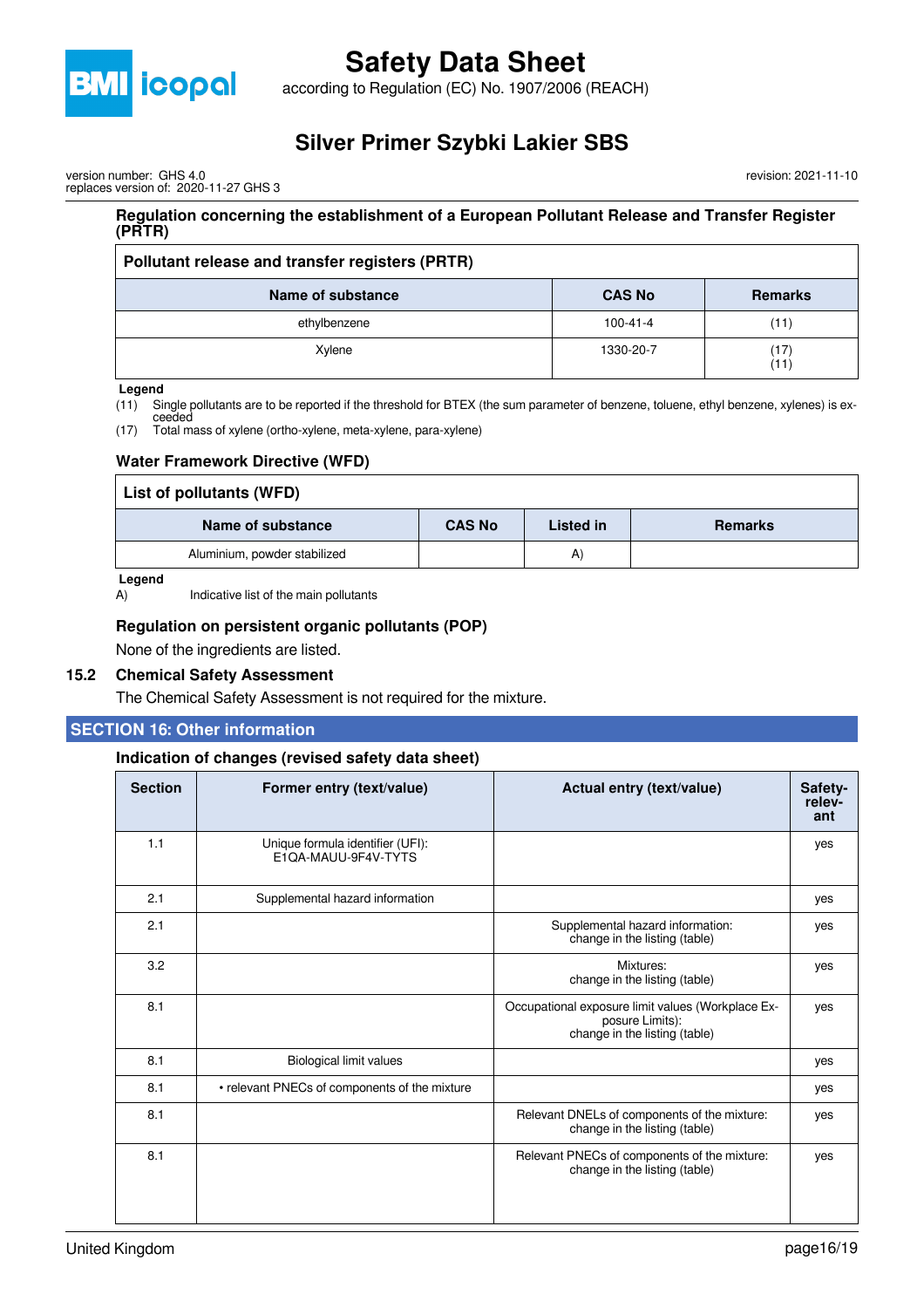### Regulation concerning the establishment of a European Pollutant Release and Transfer Register (PRTR)

| Pollutant release and transfer registers (PRTR) | | |
|---|---|---|
| **Name of substance** | **CAS No** | **Remarks** |
| ethylbenzene | 100-41-4 | (11) |
| Xylene | 1330-20-7 | (17) (11) |

**Legend**

(11) Single pollutants are to be reported if the threshold for BTEX (the sum parameter of benzene, toluene, ethyl benzene, xylenes) is exceeded

(17) Total mass of xylene (ortho-xylene, meta-xylene, para-xylene)

### Water Framework Directive (WFD)

| List of pollutants (WFD) | | | |
|---|---|---|---|
| **Name of substance** | **CAS No** | **Listed in** | **Remarks** |
| Aluminium, powder stabilized | | A) | |

**Legend**

A) Indicative list of the main pollutants

### Regulation on persistent organic pollutants (POP)

None of the ingredients are listed.

## 15.2 Chemical Safety Assessment

The Chemical Safety Assessment is not required for the mixture.

## SECTION 16: Other information

### Indication of changes (revised safety data sheet)

| Section | Former entry (text/value) | Actual entry (text/value) | Safety-relevant |
|---|---|---|---|
| 1.1 | Unique formula identifier (UFI): E1QA-MAUU-9F4V-TYTS | | yes |
| 2.1 | Supplemental hazard information | | yes |
| 2.1 | | Supplemental hazard information: change in the listing (table) | yes |
| 3.2 | | Mixtures: change in the listing (table) | yes |
| 8.1 | | Occupational exposure limit values (Workplace Exposure Limits): change in the listing (table) | yes |
| 8.1 | Biological limit values | | yes |
| 8.1 | • relevant PNECs of components of the mixture | | yes |
| 8.1 | | Relevant DNELs of components of the mixture: change in the listing (table) | yes |
| 8.1 | | Relevant PNECs of components of the mixture: change in the listing (table) | yes |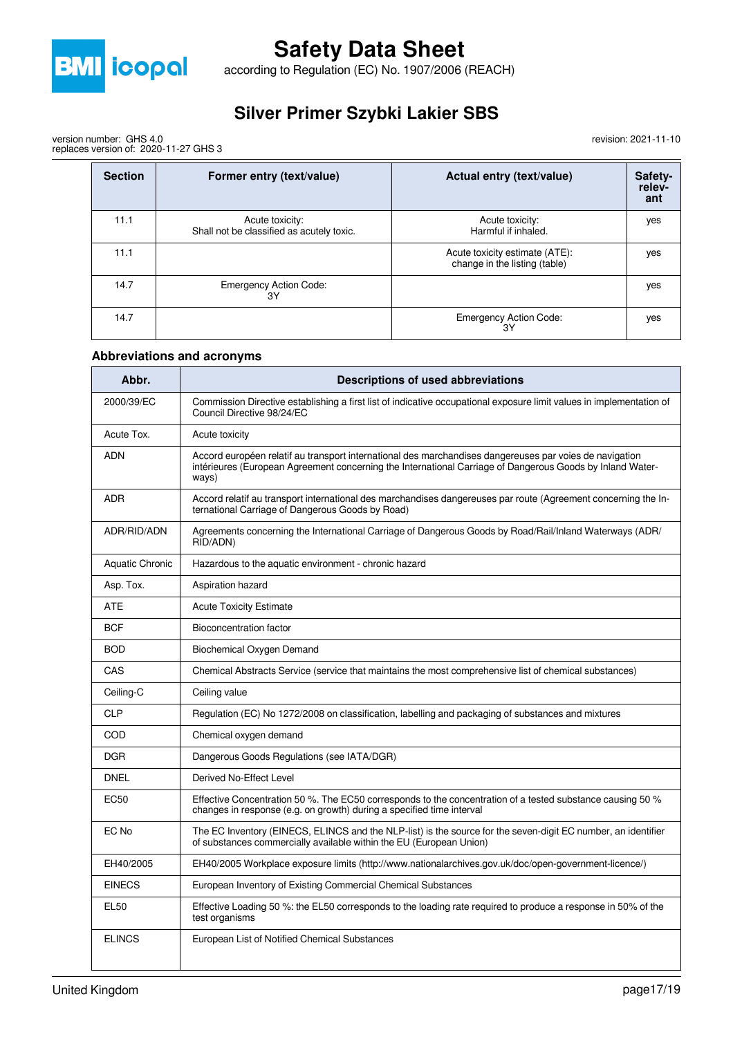| Section | Former entry (text/value) | Actual entry (text/value) | Safety-relev-ant |
|---|---|---|---|
| 11.1 | Acute toxicity:<br>Shall not be classified as acutely toxic. | Acute toxicity:<br>Harmful if inhaled. | yes |
| 11.1 | | Acute toxicity estimate (ATE):<br>change in the listing (table) | yes |
| 14.7 | Emergency Action Code:<br>3Y | | yes |
| 14.7 | | Emergency Action Code:<br>3Y | yes |

### Abbreviations and acronyms

| Abbr. | Descriptions of used abbreviations |
|---|---|
| 2000/39/EC | Commission Directive establishing a first list of indicative occupational exposure limit values in implementation of Council Directive 98/24/EC |
| Acute Tox. | Acute toxicity |
| ADN | Accord européen relatif au transport international des marchandises dangereuses par voies de navigation intérieures (European Agreement concerning the International Carriage of Dangerous Goods by Inland Waterways) |
| ADR | Accord relatif au transport international des marchandises dangereuses par route (Agreement concerning the International Carriage of Dangerous Goods by Road) |
| ADR/RID/ADN | Agreements concerning the International Carriage of Dangerous Goods by Road/Rail/Inland Waterways (ADR/RID/ADN) |
| Aquatic Chronic | Hazardous to the aquatic environment - chronic hazard |
| Asp. Tox. | Aspiration hazard |
| ATE | Acute Toxicity Estimate |
| BCF | Bioconcentration factor |
| BOD | Biochemical Oxygen Demand |
| CAS | Chemical Abstracts Service (service that maintains the most comprehensive list of chemical substances) |
| Ceiling-C | Ceiling value |
| CLP | Regulation (EC) No 1272/2008 on classification, labelling and packaging of substances and mixtures |
| COD | Chemical oxygen demand |
| DGR | Dangerous Goods Regulations (see IATA/DGR) |
| DNEL | Derived No-Effect Level |
| EC50 | Effective Concentration 50 %. The EC50 corresponds to the concentration of a tested substance causing 50 % changes in response (e.g. on growth) during a specified time interval |
| EC No | The EC Inventory (EINECS, ELINCS and the NLP-list) is the source for the seven-digit EC number, an identifier of substances commercially available within the EU (European Union) |
| EH40/2005 | EH40/2005 Workplace exposure limits (http://www.nationalarchives.gov.uk/doc/open-government-licence/) |
| EINECS | European Inventory of Existing Commercial Chemical Substances |
| EL50 | Effective Loading 50 %: the EL50 corresponds to the loading rate required to produce a response in 50% of the test organisms |
| ELINCS | European List of Notified Chemical Substances |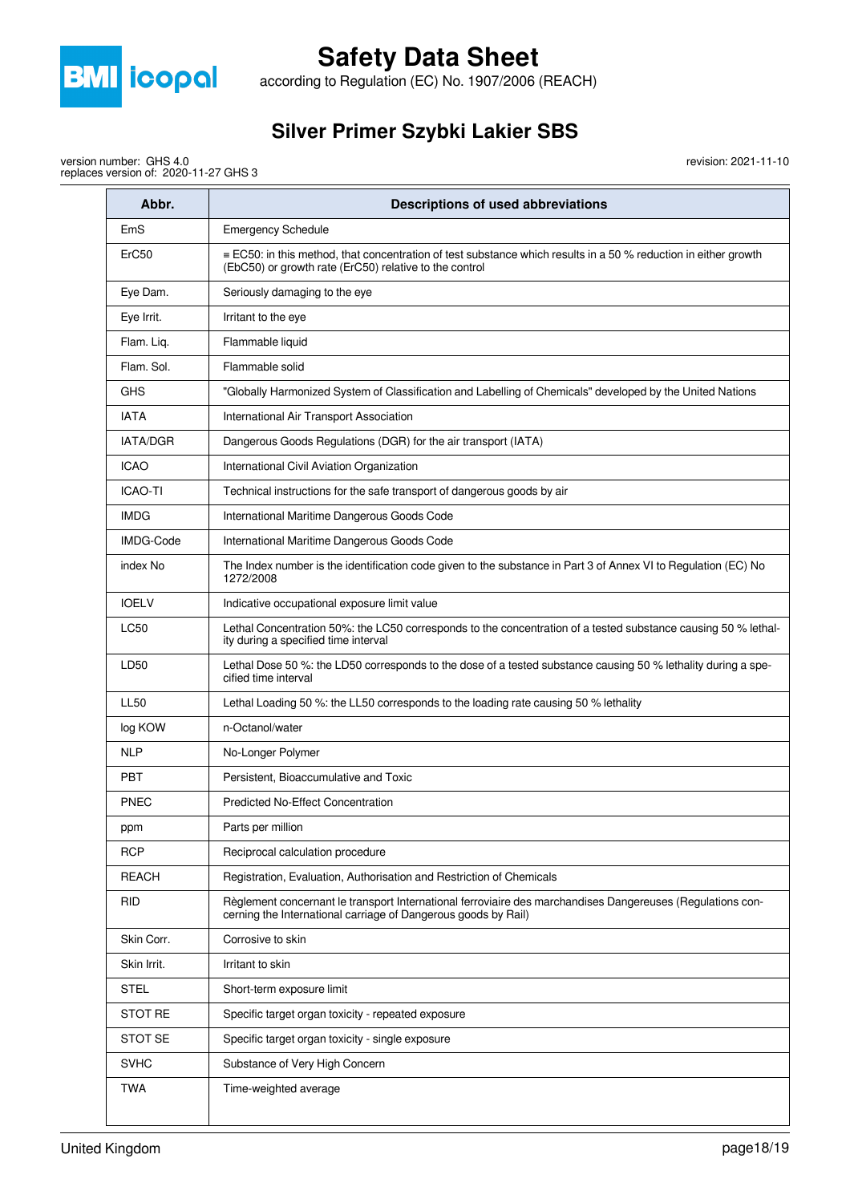| Abbr. | Descriptions of used abbreviations |
|---|---|
| EmS | Emergency Schedule |
| ErC50 | ≡ EC50: in this method, that concentration of test substance which results in a 50 % reduction in either growth (EbC50) or growth rate (ErC50) relative to the control |
| Eye Dam. | Seriously damaging to the eye |
| Eye Irrit. | Irritant to the eye |
| Flam. Liq. | Flammable liquid |
| Flam. Sol. | Flammable solid |
| GHS | "Globally Harmonized System of Classification and Labelling of Chemicals" developed by the United Nations |
| IATA | International Air Transport Association |
| IATA/DGR | Dangerous Goods Regulations (DGR) for the air transport (IATA) |
| ICAO | International Civil Aviation Organization |
| ICAO-TI | Technical instructions for the safe transport of dangerous goods by air |
| IMDG | International Maritime Dangerous Goods Code |
| IMDG-Code | International Maritime Dangerous Goods Code |
| index No | The Index number is the identification code given to the substance in Part 3 of Annex VI to Regulation (EC) No 1272/2008 |
| IOELV | Indicative occupational exposure limit value |
| LC50 | Lethal Concentration 50%: the LC50 corresponds to the concentration of a tested substance causing 50 % lethality during a specified time interval |
| LD50 | Lethal Dose 50 %: the LD50 corresponds to the dose of a tested substance causing 50 % lethality during a specified time interval |
| LL50 | Lethal Loading 50 %: the LL50 corresponds to the loading rate causing 50 % lethality |
| log KOW | n-Octanol/water |
| NLP | No-Longer Polymer |
| PBT | Persistent, Bioaccumulative and Toxic |
| PNEC | Predicted No-Effect Concentration |
| ppm | Parts per million |
| RCP | Reciprocal calculation procedure |
| REACH | Registration, Evaluation, Authorisation and Restriction of Chemicals |
| RID | Règlement concernant le transport International ferroviaire des marchandises Dangereuses (Regulations concerning the International carriage of Dangerous goods by Rail) |
| Skin Corr. | Corrosive to skin |
| Skin Irrit. | Irritant to skin |
| STEL | Short-term exposure limit |
| STOT RE | Specific target organ toxicity - repeated exposure |
| STOT SE | Specific target organ toxicity - single exposure |
| SVHC | Substance of Very High Concern |
| TWA | Time-weighted average |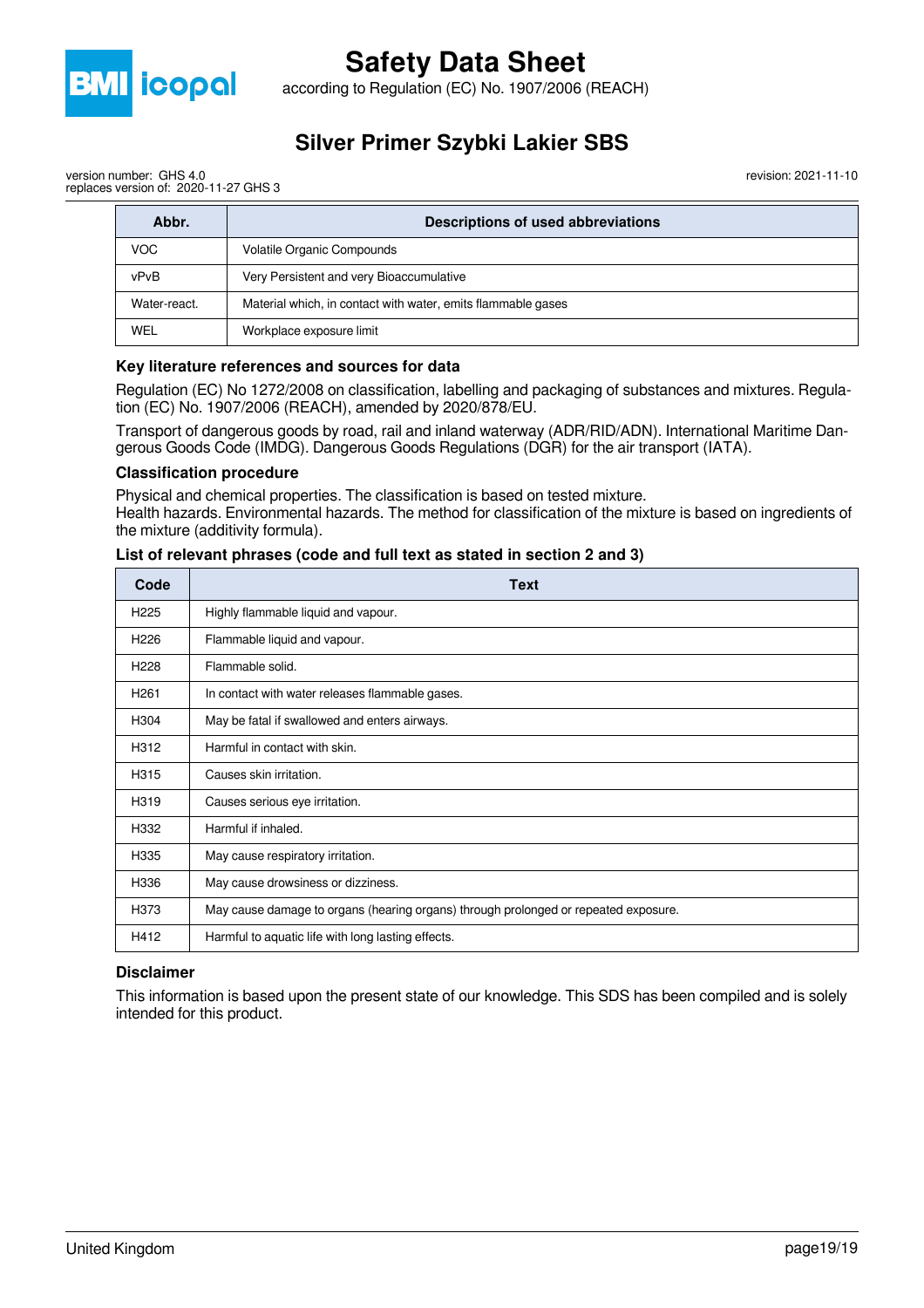| Abbr. | Descriptions of used abbreviations |
| --- | --- |
| VOC | Volatile Organic Compounds |
| vPvB | Very Persistent and very Bioaccumulative |
| Water-react. | Material which, in contact with water, emits flammable gases |
| WEL | Workplace exposure limit |

### Key literature references and sources for data

Regulation (EC) No 1272/2008 on classification, labelling and packaging of substances and mixtures. Regulation (EC) No. 1907/2006 (REACH), amended by 2020/878/EU.

Transport of dangerous goods by road, rail and inland waterway (ADR/RID/ADN). International Maritime Dangerous Goods Code (IMDG). Dangerous Goods Regulations (DGR) for the air transport (IATA).

### Classification procedure

Physical and chemical properties. The classification is based on tested mixture.
Health hazards. Environmental hazards. The method for classification of the mixture is based on ingredients of the mixture (additivity formula).

### List of relevant phrases (code and full text as stated in section 2 and 3)

| Code | Text |
| --- | --- |
| H225 | Highly flammable liquid and vapour. |
| H226 | Flammable liquid and vapour. |
| H228 | Flammable solid. |
| H261 | In contact with water releases flammable gases. |
| H304 | May be fatal if swallowed and enters airways. |
| H312 | Harmful in contact with skin. |
| H315 | Causes skin irritation. |
| H319 | Causes serious eye irritation. |
| H332 | Harmful if inhaled. |
| H335 | May cause respiratory irritation. |
| H336 | May cause drowsiness or dizziness. |
| H373 | May cause damage to organs (hearing organs) through prolonged or repeated exposure. |
| H412 | Harmful to aquatic life with long lasting effects. |

### Disclaimer

This information is based upon the present state of our knowledge. This SDS has been compiled and is solely intended for this product.